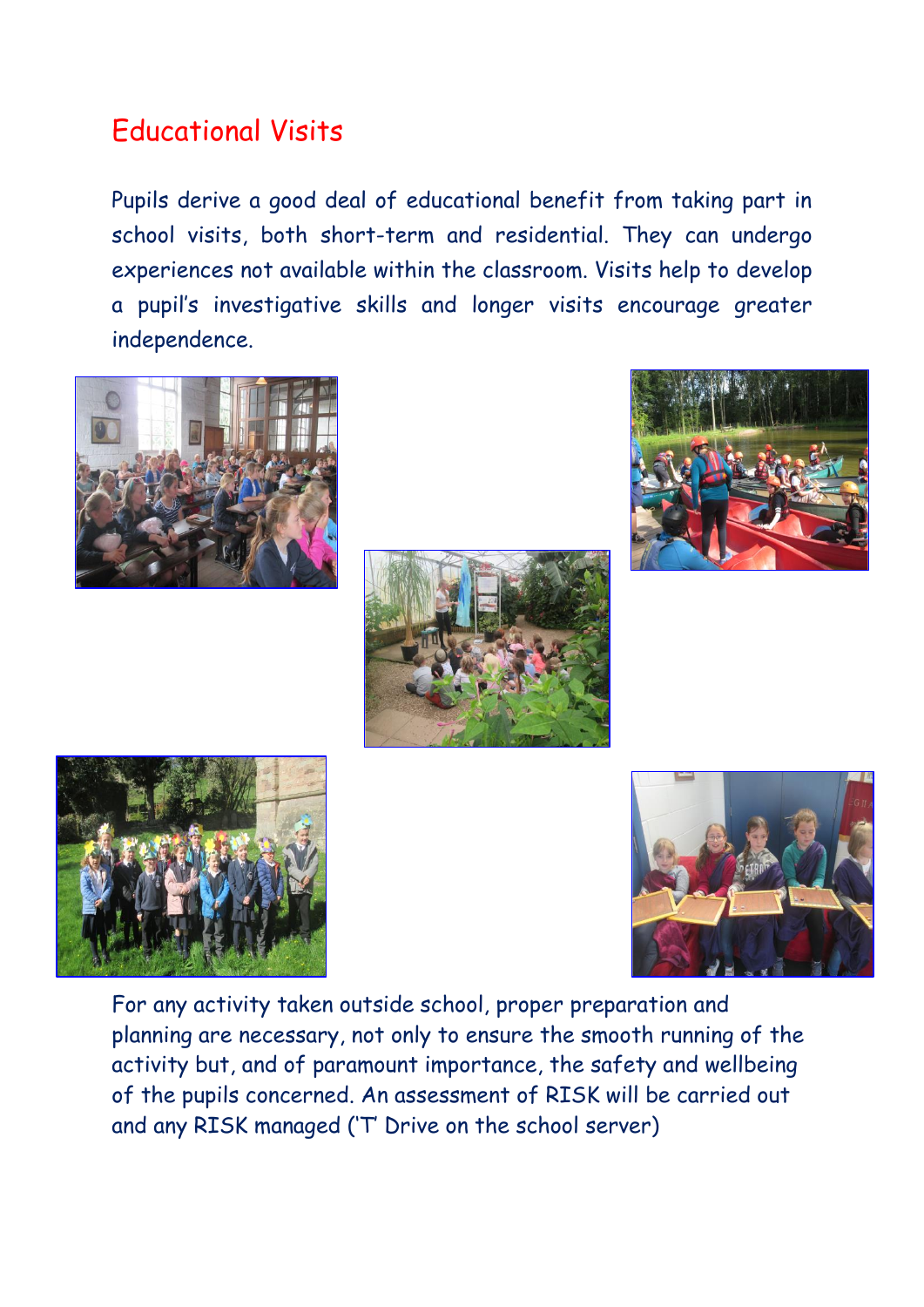# Educational Visits

Pupils derive a good deal of educational benefit from taking part in school visits, both short-term and residential. They can undergo experiences not available within the classroom. Visits help to develop a pupil's investigative skills and longer visits encourage greater independence.

For any activity taken outside school, proper preparation and planning are necessary, not only to ensure the smooth running of the activity but, and of paramount importance, the safety and wellbeing of the pupils concerned. An assessment of RISK will be carried out and any RISK managed ('T' Drive on the school server)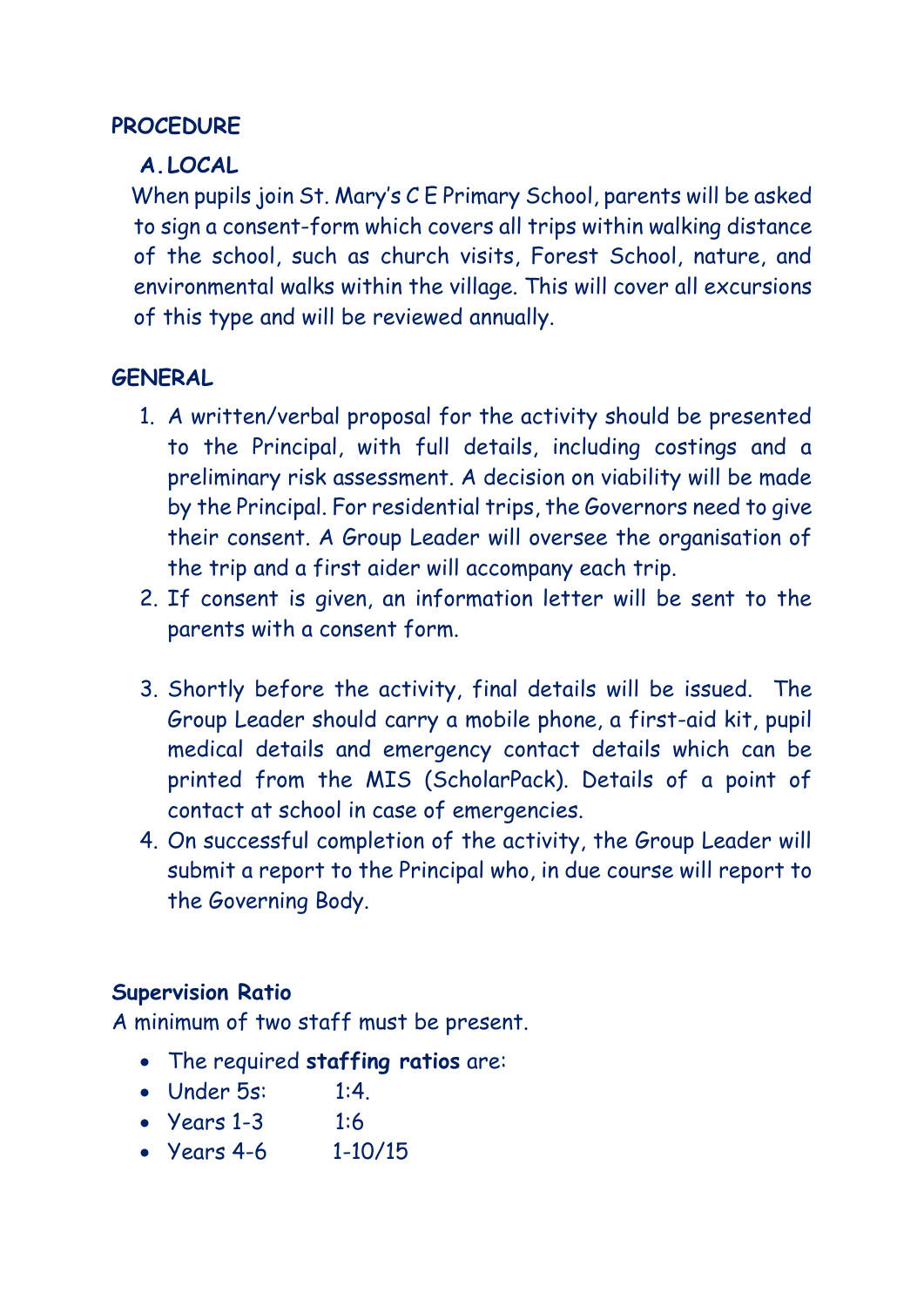**PROCEDURE**

**A. LOCAL**

When pupils join St. Mary's C E Primary School, parents will be asked to sign a consent-form which covers all trips within walking distance of the school, such as church visits, Forest School, nature, and environmental walks within the village. This will cover all excursions of this type and will be reviewed annually.

**GENERAL**

1. A written/verbal proposal for the activity should be presented to the Principal, with full details, including costings and a preliminary risk assessment. A decision on viability will be made by the Principal. For residential trips, the Governors need to give their consent. A Group Leader will oversee the organisation of the trip and a first aider will accompany each trip.
2. If consent is given, an information letter will be sent to the parents with a consent form.
3. Shortly before the activity, final details will be issued. The Group Leader should carry a mobile phone, a first-aid kit, pupil medical details and emergency contact details which can be printed from the MIS (ScholarPack). Details of a point of contact at school in case of emergencies.
4. On successful completion of the activity, the Group Leader will submit a report to the Principal who, in due course will report to the Governing Body.

**Supervision Ratio**

A minimum of two staff must be present.

- The required **staffing ratios** are:
- Under 5s: 1:4.
- Years 1-3 1:6
- Years 4-6 1-10/15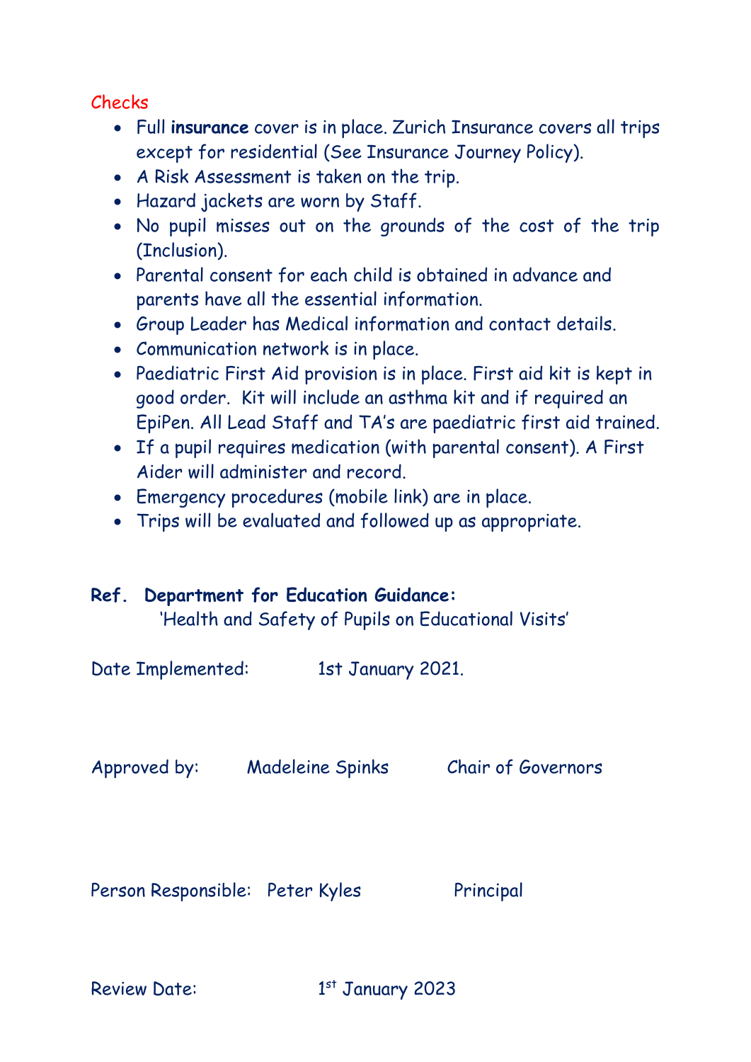Checks

- Full **insurance** cover is in place. Zurich Insurance covers all trips except for residential (See Insurance Journey Policy).
- A Risk Assessment is taken on the trip.
- Hazard jackets are worn by Staff.
- No pupil misses out on the grounds of the cost of the trip (Inclusion).
- Parental consent for each child is obtained in advance and parents have all the essential information.
- Group Leader has Medical information and contact details.
- Communication network is in place.
- Paediatric First Aid provision is in place. First aid kit is kept in good order. Kit will include an asthma kit and if required an EpiPen. All Lead Staff and TA's are paediatric first aid trained.
- If a pupil requires medication (with parental consent). A First Aider will administer and record.
- Emergency procedures (mobile link) are in place.
- Trips will be evaluated and followed up as appropriate.

**Ref. Department for Education Guidance:**
'Health and Safety of Pupils on Educational Visits'

Date Implemented: 1st January 2021.

Approved by: Madeleine Spinks Chair of Governors

Person Responsible: Peter Kyles Principal

Review Date: 1st January 2023